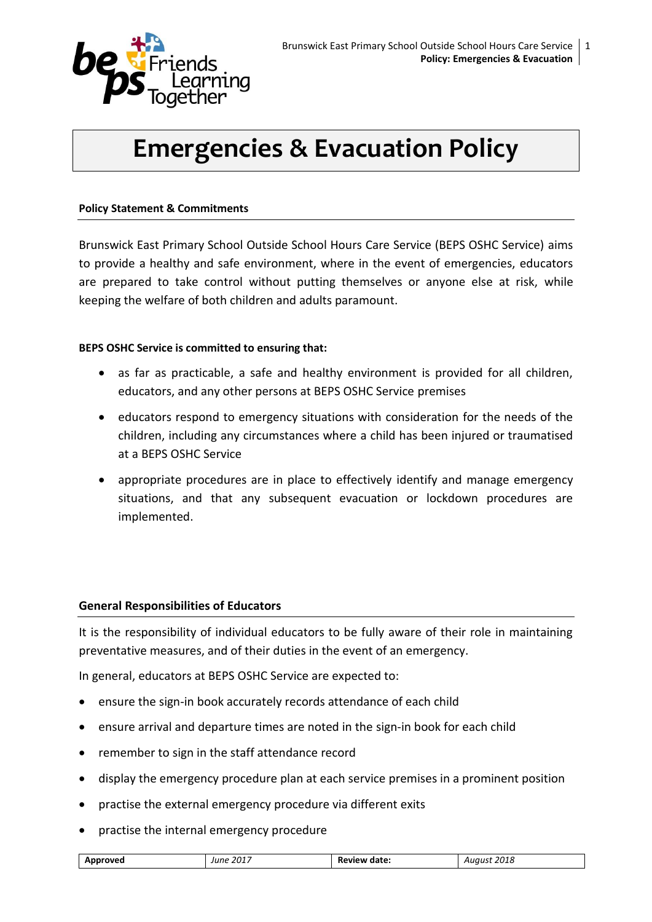# Emergencies & Evacuation Policy

## Policy Statement & Commitments

Brunswick East Primary School Outside School Hours Care Service (BEPS OSHC Service) aims to provide a healthy and safe environment, where in the event of emergencies, educators are prepared to take control without putting themselves or anyone else at risk, while keeping the welfare of both children and adults paramount.

**BEPS OSHC Service is committed to ensuring that:**

- as far as practicable, a safe and healthy environment is provided for all children, educators, and any other persons at BEPS OSHC Service premises
- educators respond to emergency situations with consideration for the needs of the children, including any circumstances where a child has been injured or traumatised at a BEPS OSHC Service
- appropriate procedures are in place to effectively identify and manage emergency situations, and that any subsequent evacuation or lockdown procedures are implemented.

## General Responsibilities of Educators

It is the responsibility of individual educators to be fully aware of their role in maintaining preventative measures, and of their duties in the event of an emergency.

In general, educators at BEPS OSHC Service are expected to:

- ensure the sign-in book accurately records attendance of each child
- ensure arrival and departure times are noted in the sign-in book for each child
- remember to sign in the staff attendance record
- display the emergency procedure plan at each service premises in a prominent position
- practise the external emergency procedure via different exits
- practise the internal emergency procedure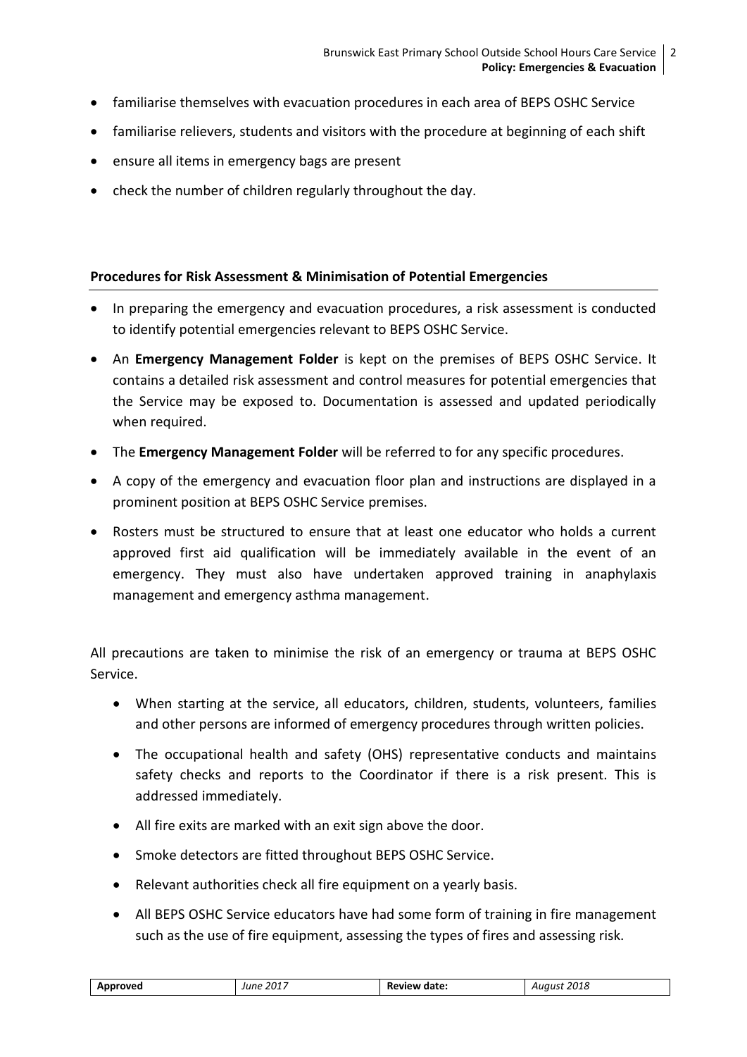- familiarise themselves with evacuation procedures in each area of BEPS OSHC Service
- familiarise relievers, students and visitors with the procedure at beginning of each shift
- ensure all items in emergency bags are present
- check the number of children regularly throughout the day.

**Procedures for Risk Assessment & Minimisation of Potential Emergencies**

- In preparing the emergency and evacuation procedures, a risk assessment is conducted to identify potential emergencies relevant to BEPS OSHC Service.
- An **Emergency Management Folder** is kept on the premises of BEPS OSHC Service. It contains a detailed risk assessment and control measures for potential emergencies that the Service may be exposed to. Documentation is assessed and updated periodically when required.
- The **Emergency Management Folder** will be referred to for any specific procedures.
- A copy of the emergency and evacuation floor plan and instructions are displayed in a prominent position at BEPS OSHC Service premises.
- Rosters must be structured to ensure that at least one educator who holds a current approved first aid qualification will be immediately available in the event of an emergency. They must also have undertaken approved training in anaphylaxis management and emergency asthma management.

All precautions are taken to minimise the risk of an emergency or trauma at BEPS OSHC Service.

- When starting at the service, all educators, children, students, volunteers, families and other persons are informed of emergency procedures through written policies.
- The occupational health and safety (OHS) representative conducts and maintains safety checks and reports to the Coordinator if there is a risk present. This is addressed immediately.
- All fire exits are marked with an exit sign above the door.
- Smoke detectors are fitted throughout BEPS OSHC Service.
- Relevant authorities check all fire equipment on a yearly basis.
- All BEPS OSHC Service educators have had some form of training in fire management such as the use of fire equipment, assessing the types of fires and assessing risk.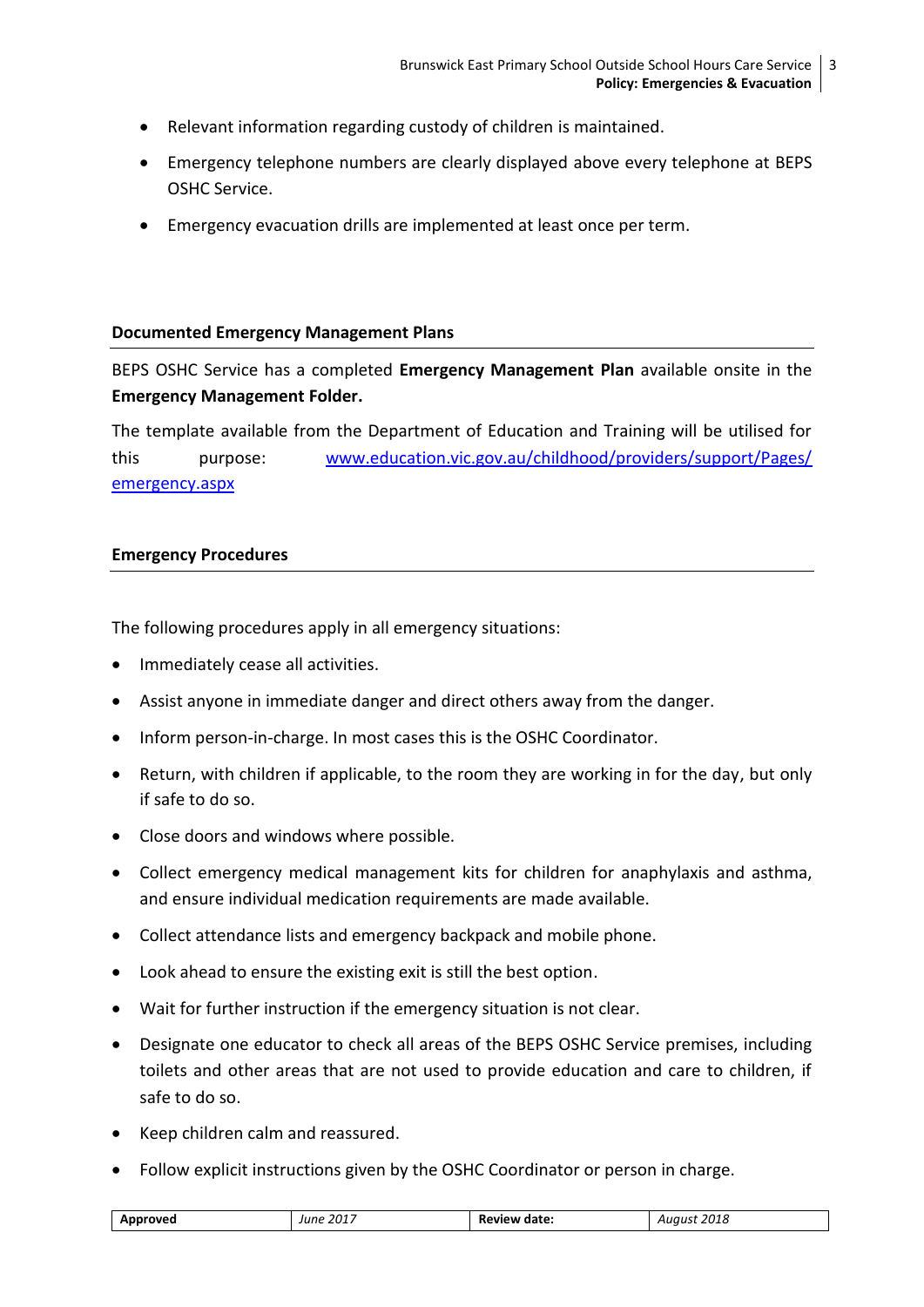- Relevant information regarding custody of children is maintained.
- Emergency telephone numbers are clearly displayed above every telephone at BEPS OSHC Service.
- Emergency evacuation drills are implemented at least once per term.

### Documented Emergency Management Plans

BEPS OSHC Service has a completed **Emergency Management Plan** available onsite in the **Emergency Management Folder.**

The template available from the Department of Education and Training will be utilised for this purpose: [www.education.vic.gov.au/childhood/providers/support/Pages/emergency.aspx](www.education.vic.gov.au/childhood/providers/support/Pages/emergency.aspx)

### Emergency Procedures

The following procedures apply in all emergency situations:

- Immediately cease all activities.
- Assist anyone in immediate danger and direct others away from the danger.
- Inform person-in-charge. In most cases this is the OSHC Coordinator.
- Return, with children if applicable, to the room they are working in for the day, but only if safe to do so.
- Close doors and windows where possible.
- Collect emergency medical management kits for children for anaphylaxis and asthma, and ensure individual medication requirements are made available.
- Collect attendance lists and emergency backpack and mobile phone.
- Look ahead to ensure the existing exit is still the best option.
- Wait for further instruction if the emergency situation is not clear.
- Designate one educator to check all areas of the BEPS OSHC Service premises, including toilets and other areas that are not used to provide education and care to children, if safe to do so.
- Keep children calm and reassured.
- Follow explicit instructions given by the OSHC Coordinator or person in charge.

| Approved | June 2017 | Review date: | August 2018 |
|---|---|---|---|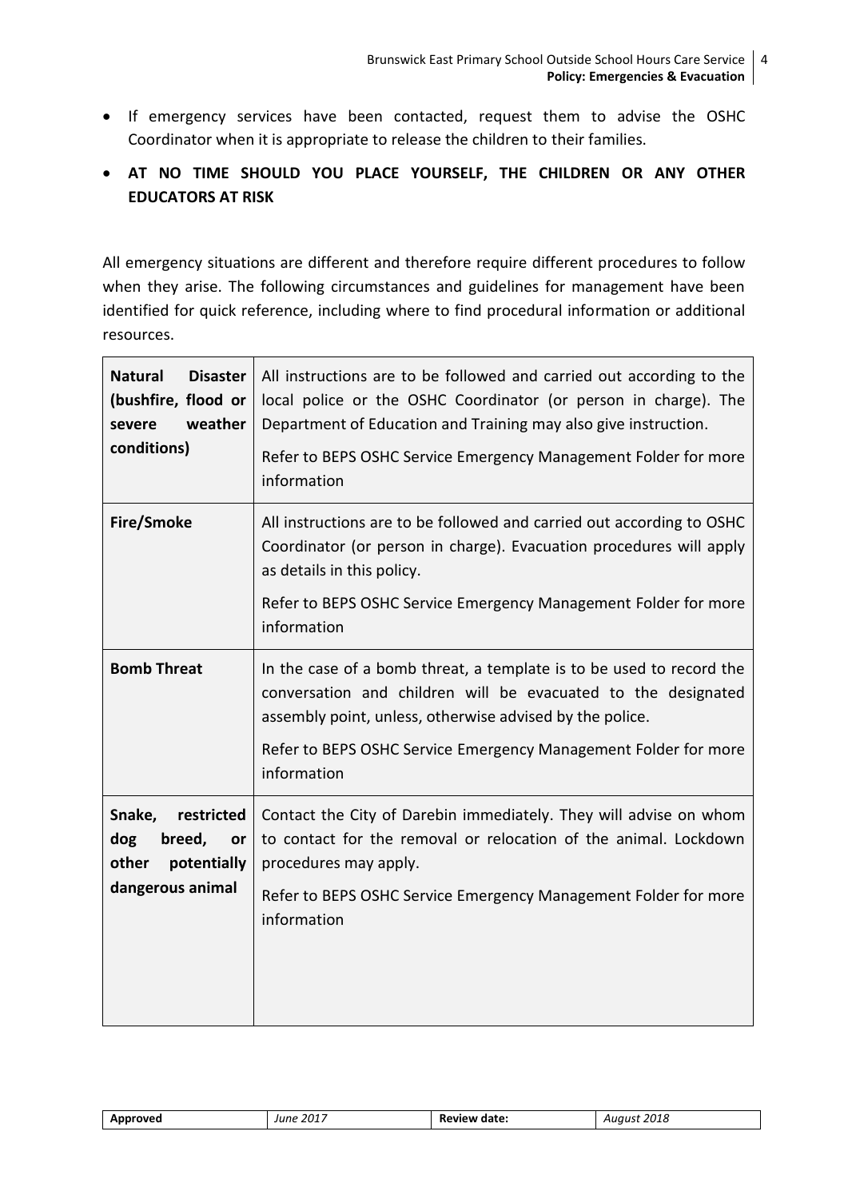- If emergency services have been contacted, request them to advise the OSHC Coordinator when it is appropriate to release the children to their families.
- **AT NO TIME SHOULD YOU PLACE YOURSELF, THE CHILDREN OR ANY OTHER EDUCATORS AT RISK**

All emergency situations are different and therefore require different procedures to follow when they arise. The following circumstances and guidelines for management have been identified for quick reference, including where to find procedural information or additional resources.

| | |
|---|---|
| **Natural Disaster (bushfire, flood or severe weather conditions)** | All instructions are to be followed and carried out according to the local police or the OSHC Coordinator (or person in charge). The Department of Education and Training may also give instruction.<br><br>Refer to BEPS OSHC Service Emergency Management Folder for more information |
| **Fire/Smoke** | All instructions are to be followed and carried out according to OSHC Coordinator (or person in charge). Evacuation procedures will apply as details in this policy.<br><br>Refer to BEPS OSHC Service Emergency Management Folder for more information |
| **Bomb Threat** | In the case of a bomb threat, a template is to be used to record the conversation and children will be evacuated to the designated assembly point, unless, otherwise advised by the police.<br><br>Refer to BEPS OSHC Service Emergency Management Folder for more information |
| **Snake, restricted dog breed, or other potentially dangerous animal** | Contact the City of Darebin immediately. They will advise on whom to contact for the removal or relocation of the animal. Lockdown procedures may apply.<br><br>Refer to BEPS OSHC Service Emergency Management Folder for more information |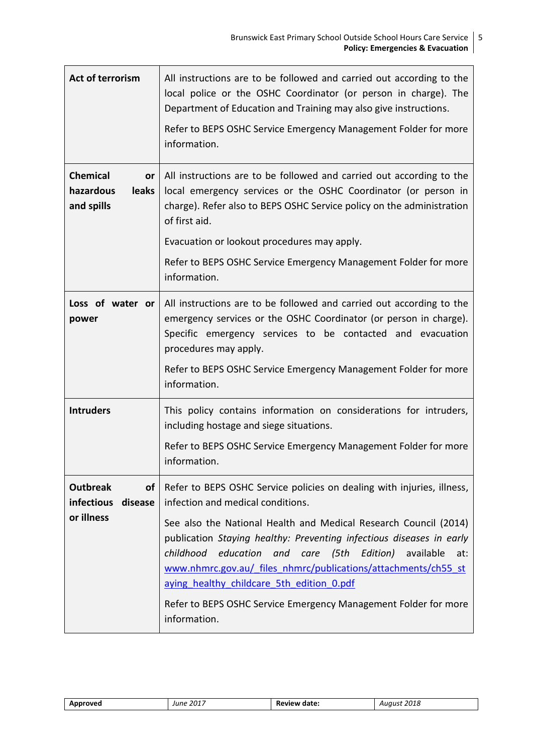| | |
|---|---|
| **Act of terrorism** | All instructions are to be followed and carried out according to the local police or the OSHC Coordinator (or person in charge). The Department of Education and Training may also give instructions.<br><br>Refer to BEPS OSHC Service Emergency Management Folder for more information. |
| **Chemical or hazardous leaks and spills** | All instructions are to be followed and carried out according to the local emergency services or the OSHC Coordinator (or person in charge). Refer also to BEPS OSHC Service policy on the administration of first aid.<br><br>Evacuation or lookout procedures may apply.<br><br>Refer to BEPS OSHC Service Emergency Management Folder for more information. |
| **Loss of water or power** | All instructions are to be followed and carried out according to the emergency services or the OSHC Coordinator (or person in charge). Specific emergency services to be contacted and evacuation procedures may apply.<br><br>Refer to BEPS OSHC Service Emergency Management Folder for more information. |
| **Intruders** | This policy contains information on considerations for intruders, including hostage and siege situations.<br><br>Refer to BEPS OSHC Service Emergency Management Folder for more information. |
| **Outbreak of infectious disease or illness** | Refer to BEPS OSHC Service policies on dealing with injuries, illness, infection and medical conditions.<br><br>See also the National Health and Medical Research Council (2014) publication *Staying healthy: Preventing infectious diseases in early childhood education and care (5th Edition)* available at: www.nhmrc.gov.au/_files_nhmrc/publications/attachments/ch55_staying_healthy_childcare_5th_edition_0.pdf<br><br>Refer to BEPS OSHC Service Emergency Management Folder for more information. |

| **Approved** | *June 2017* | **Review date:** | *August 2018* |
|---|---|---|---|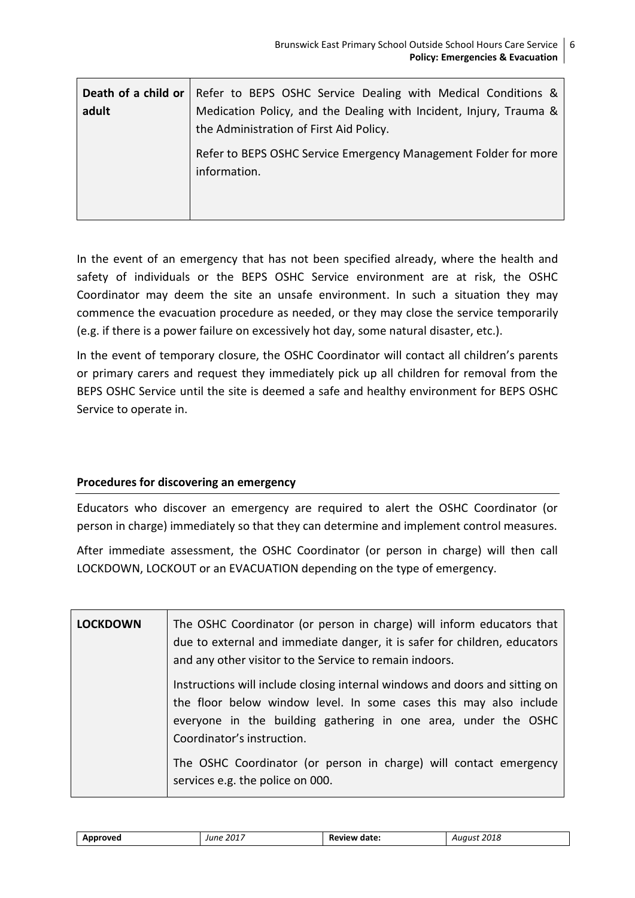| Death of a child or adult | Refer to BEPS OSHC Service Dealing with Medical Conditions & Medication Policy, and the Dealing with Incident, Injury, Trauma & the Administration of First Aid Policy.<br><br>Refer to BEPS OSHC Service Emergency Management Folder for more information. |
|---|---|

In the event of an emergency that has not been specified already, where the health and safety of individuals or the BEPS OSHC Service environment are at risk, the OSHC Coordinator may deem the site an unsafe environment. In such a situation they may commence the evacuation procedure as needed, or they may close the service temporarily (e.g. if there is a power failure on excessively hot day, some natural disaster, etc.).

In the event of temporary closure, the OSHC Coordinator will contact all children's parents or primary carers and request they immediately pick up all children for removal from the BEPS OSHC Service until the site is deemed a safe and healthy environment for BEPS OSHC Service to operate in.

**Procedures for discovering an emergency**

Educators who discover an emergency are required to alert the OSHC Coordinator (or person in charge) immediately so that they can determine and implement control measures.

After immediate assessment, the OSHC Coordinator (or person in charge) will then call LOCKDOWN, LOCKOUT or an EVACUATION depending on the type of emergency.

| LOCKDOWN | The OSHC Coordinator (or person in charge) will inform educators that due to external and immediate danger, it is safer for children, educators and any other visitor to the Service to remain indoors.<br><br>Instructions will include closing internal windows and doors and sitting on the floor below window level. In some cases this may also include everyone in the building gathering in one area, under the OSHC Coordinator's instruction.<br><br>The OSHC Coordinator (or person in charge) will contact emergency services e.g. the police on 000. |
|---|---|

| Approved | June 2017 | Review date: | August 2018 |
|---|---|---|---|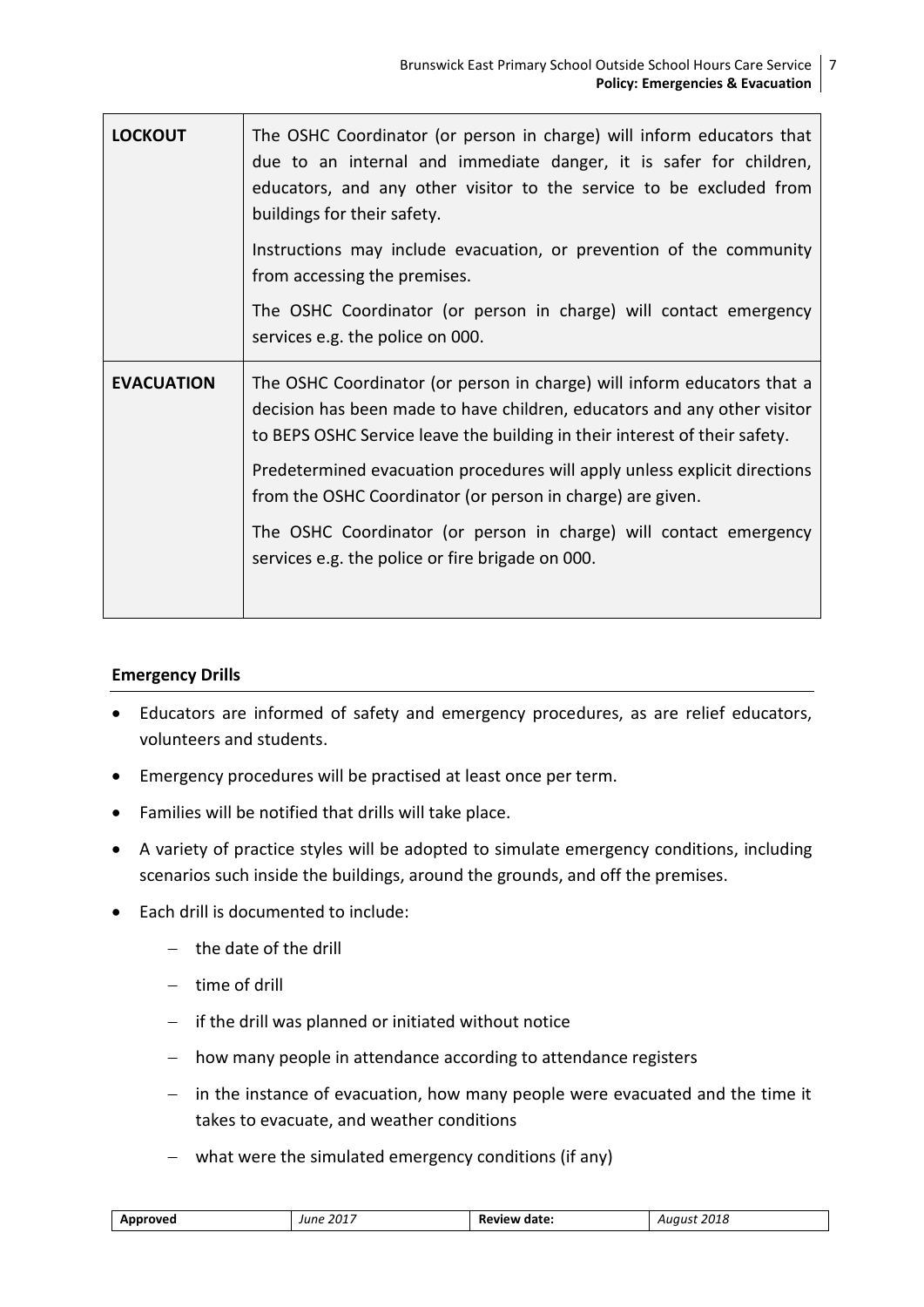| | |
|---|---|
| **LOCKOUT** | The OSHC Coordinator (or person in charge) will inform educators that due to an internal and immediate danger, it is safer for children, educators, and any other visitor to the service to be excluded from buildings for their safety.<br><br>Instructions may include evacuation, or prevention of the community from accessing the premises.<br><br>The OSHC Coordinator (or person in charge) will contact emergency services e.g. the police on 000. |
| **EVACUATION** | The OSHC Coordinator (or person in charge) will inform educators that a decision has been made to have children, educators and any other visitor to BEPS OSHC Service leave the building in their interest of their safety.<br><br>Predetermined evacuation procedures will apply unless explicit directions from the OSHC Coordinator (or person in charge) are given.<br><br>The OSHC Coordinator (or person in charge) will contact emergency services e.g. the police or fire brigade on 000. |

### Emergency Drills

- Educators are informed of safety and emergency procedures, as are relief educators, volunteers and students.
- Emergency procedures will be practised at least once per term.
- Families will be notified that drills will take place.
- A variety of practice styles will be adopted to simulate emergency conditions, including scenarios such inside the buildings, around the grounds, and off the premises.
- Each drill is documented to include:
  - the date of the drill
  - time of drill
  - if the drill was planned or initiated without notice
  - how many people in attendance according to attendance registers
  - in the instance of evacuation, how many people were evacuated and the time it takes to evacuate, and weather conditions
  - what were the simulated emergency conditions (if any)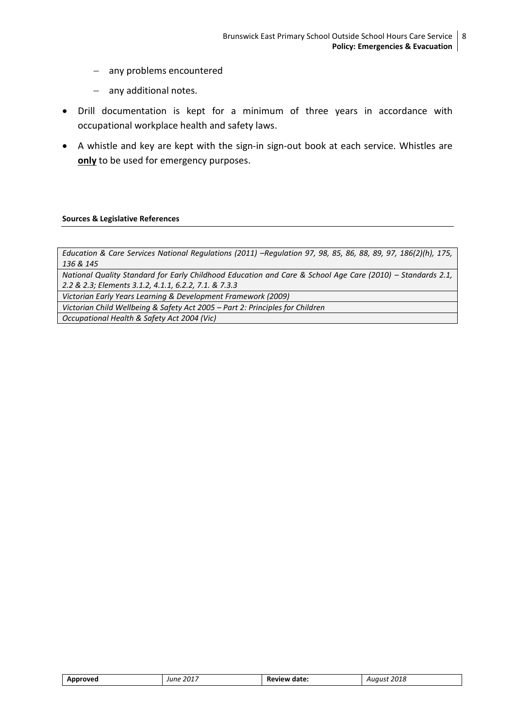- any problems encountered
  - any additional notes.

- Drill documentation is kept for a minimum of three years in accordance with occupational workplace health and safety laws.
- A whistle and key are kept with the sign-in sign-out book at each service. Whistles are **only** to be used for emergency purposes.

**Sources & Legislative References**

| |
|---|
| *Education & Care Services National Regulations (2011) –Regulation 97, 98, 85, 86, 88, 89, 97, 186(2)(h), 175, 136 & 145* |
| *National Quality Standard for Early Childhood Education and Care & School Age Care (2010) – Standards 2.1, 2.2 & 2.3; Elements 3.1.2, 4.1.1, 6.2.2, 7.1. & 7.3.3* |
| *Victorian Early Years Learning & Development Framework (2009)* |
| *Victorian Child Wellbeing & Safety Act 2005 – Part 2: Principles for Children* |
| *Occupational Health & Safety Act 2004 (Vic)* |

| | | | |
|---|---|---|---|
| **Approved** | *June 2017* | **Review date:** | *August 2018* |